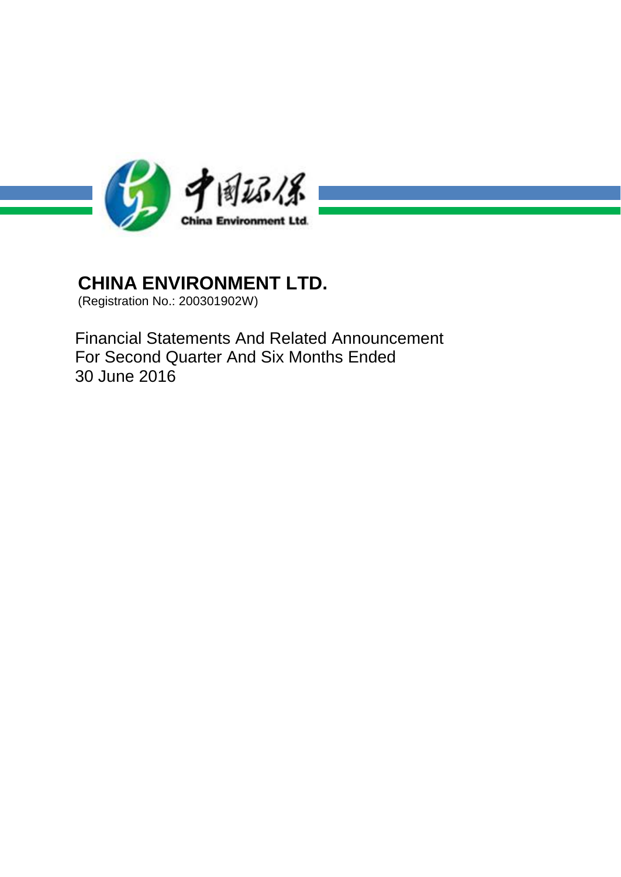# CHINA ENVIRONMENT LTD.

(Registration No.: 200301902W)

Financial Statements And Related Announcement
For Second Quarter And Six Months Ended
30 June 2016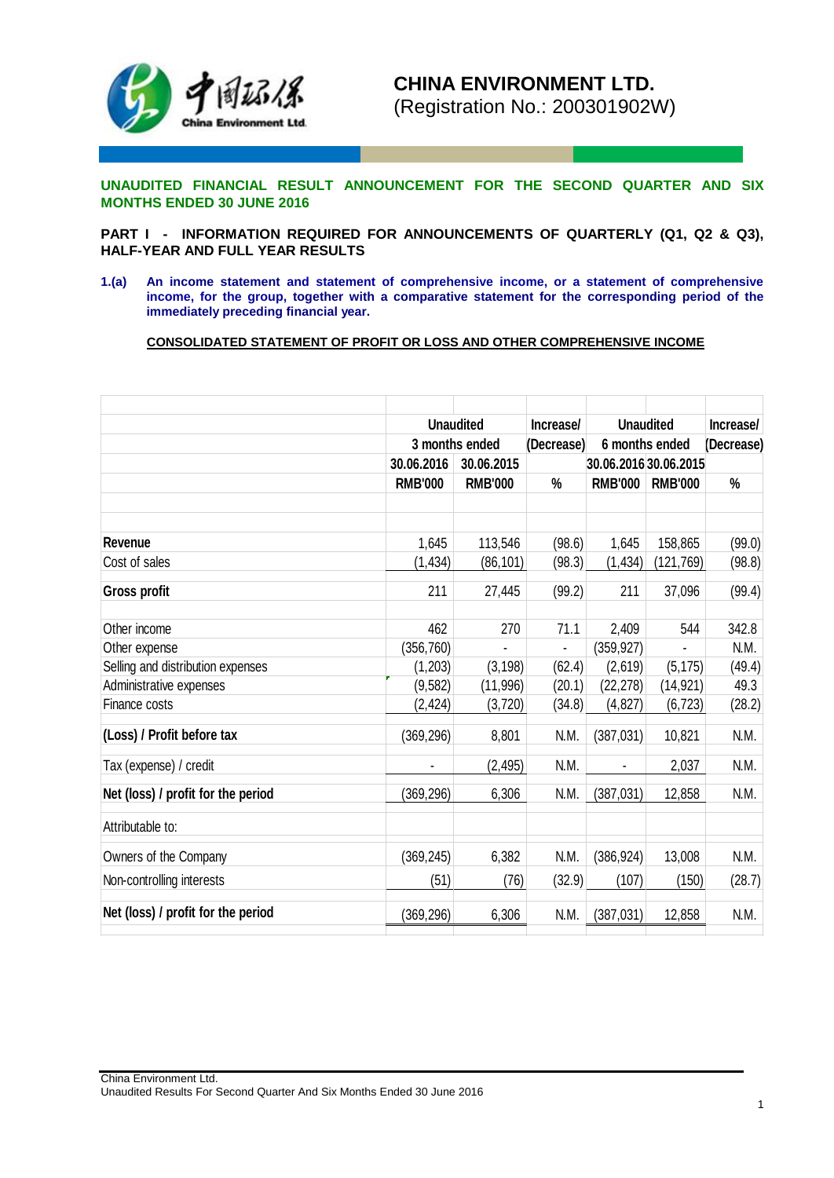# CHINA ENVIRONMENT LTD.
(Registration No.: 200301902W)

**UNAUDITED FINANCIAL RESULT ANNOUNCEMENT FOR THE SECOND QUARTER AND SIX MONTHS ENDED 30 JUNE 2016**

**PART I - INFORMATION REQUIRED FOR ANNOUNCEMENTS OF QUARTERLY (Q1, Q2 & Q3), HALF-YEAR AND FULL YEAR RESULTS**

**1.(a) An income statement and statement of comprehensive income, or a statement of comprehensive income, for the group, together with a comparative statement for the corresponding period of the immediately preceding financial year.**

**CONSOLIDATED STATEMENT OF PROFIT OR LOSS AND OTHER COMPREHENSIVE INCOME**

| | Unaudited | | Increase/ | Unaudited | | Increase/ |
|---|---|---|---|---|---|---|
| | 3 months ended | | (Decrease) | 6 months ended | | (Decrease) |
| | 30.06.2016 | 30.06.2015 | | 30.06.2016 | 30.06.2015 | |
| | RMB'000 | RMB'000 | % | RMB'000 | RMB'000 | % |
| **Revenue** | 1,645 | 113,546 | (98.6) | 1,645 | 158,865 | (99.0) |
| Cost of sales | (1,434) | (86,101) | (98.3) | (1,434) | (121,769) | (98.8) |
| **Gross profit** | 211 | 27,445 | (99.2) | 211 | 37,096 | (99.4) |
| Other income | 462 | 270 | 71.1 | 2,409 | 544 | 342.8 |
| Other expense | (356,760) | - | - | (359,927) | - | N.M. |
| Selling and distribution expenses | (1,203) | (3,198) | (62.4) | (2,619) | (5,175) | (49.4) |
| Administrative expenses | (9,582) | (11,996) | (20.1) | (22,278) | (14,921) | 49.3 |
| Finance costs | (2,424) | (3,720) | (34.8) | (4,827) | (6,723) | (28.2) |
| **(Loss) / Profit before tax** | (369,296) | 8,801 | N.M. | (387,031) | 10,821 | N.M. |
| Tax (expense) / credit | - | (2,495) | N.M. | - | 2,037 | N.M. |
| **Net (loss) / profit for the period** | (369,296) | 6,306 | N.M. | (387,031) | 12,858 | N.M. |
| Attributable to: | | | | | | |
| Owners of the Company | (369,245) | 6,382 | N.M. | (386,924) | 13,008 | N.M. |
| Non-controlling interests | (51) | (76) | (32.9) | (107) | (150) | (28.7) |
| **Net (loss) / profit for the period** | (369,296) | 6,306 | N.M. | (387,031) | 12,858 | N.M. |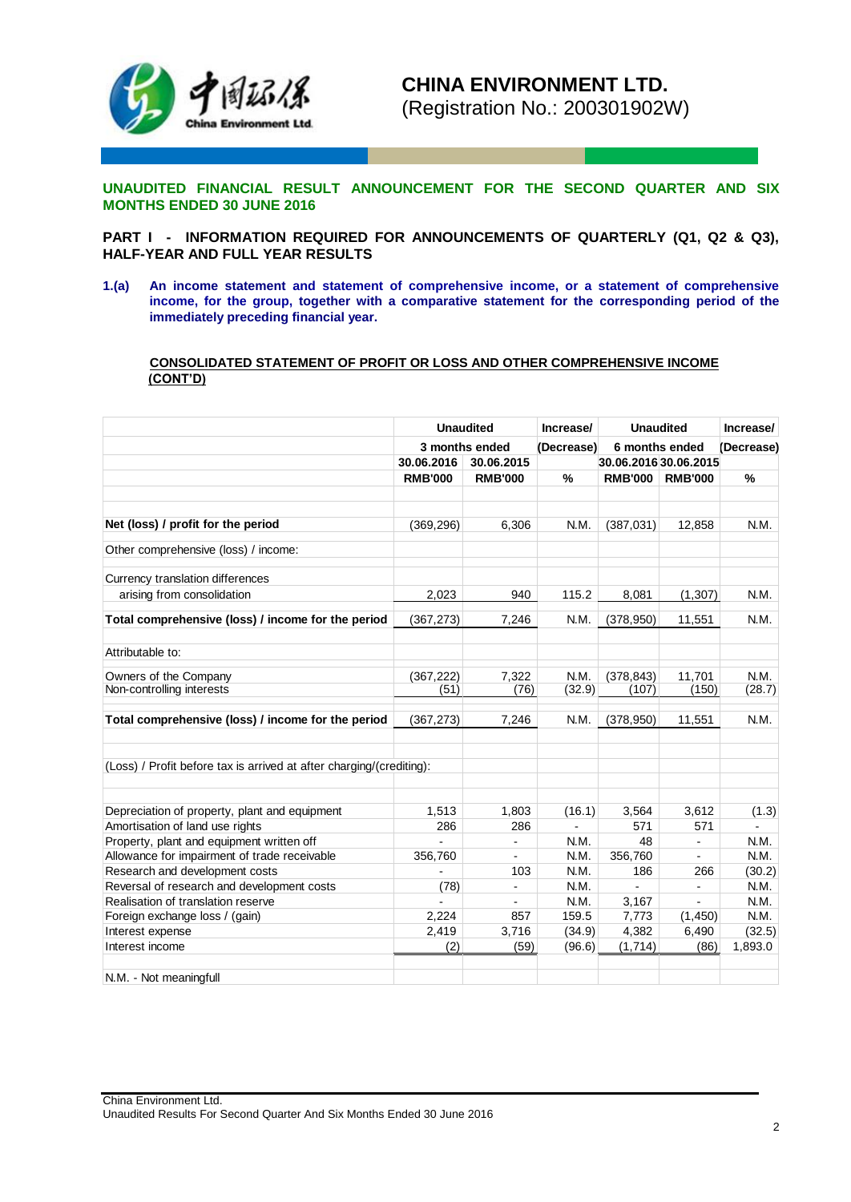# CHINA ENVIRONMENT LTD.
(Registration No.: 200301902W)

## UNAUDITED FINANCIAL RESULT ANNOUNCEMENT FOR THE SECOND QUARTER AND SIX MONTHS ENDED 30 JUNE 2016

### PART I - INFORMATION REQUIRED FOR ANNOUNCEMENTS OF QUARTERLY (Q1, Q2 & Q3), HALF-YEAR AND FULL YEAR RESULTS

**1.(a) An income statement and statement of comprehensive income, or a statement of comprehensive income, for the group, together with a comparative statement for the corresponding period of the immediately preceding financial year.**

**CONSOLIDATED STATEMENT OF PROFIT OR LOSS AND OTHER COMPREHENSIVE INCOME (CONT'D)**

| | Unaudited | | Increase/ | Unaudited | | Increase/ |
|---|---|---|---|---|---|---|
| | 3 months ended | | (Decrease) | 6 months ended | | (Decrease) |
| | 30.06.2016 | 30.06.2015 | | 30.06.2016 | 30.06.2015 | |
| | RMB'000 | RMB'000 | % | RMB'000 | RMB'000 | % |
| **Net (loss) / profit for the period** | (369,296) | 6,306 | N.M. | (387,031) | 12,858 | N.M. |
| Other comprehensive (loss) / income: | | | | | | |
| Currency translation differences arising from consolidation | 2,023 | 940 | 115.2 | 8,081 | (1,307) | N.M. |
| **Total comprehensive (loss) / income for the period** | (367,273) | 7,246 | N.M. | (378,950) | 11,551 | N.M. |
| Attributable to: | | | | | | |
| Owners of the Company | (367,222) | 7,322 | N.M. | (378,843) | 11,701 | N.M. |
| Non-controlling interests | (51) | (76) | (32.9) | (107) | (150) | (28.7) |
| **Total comprehensive (loss) / income for the period** | (367,273) | 7,246 | N.M. | (378,950) | 11,551 | N.M. |
| (Loss) / Profit before tax is arrived at after charging/(crediting): | | | | | | |
| Depreciation of property, plant and equipment | 1,513 | 1,803 | (16.1) | 3,564 | 3,612 | (1.3) |
| Amortisation of land use rights | 286 | 286 | - | 571 | 571 | - |
| Property, plant and equipment written off | - | - | N.M. | 48 | - | N.M. |
| Allowance for impairment of trade receivable | 356,760 | - | N.M. | 356,760 | - | N.M. |
| Research and development costs | - | 103 | N.M. | 186 | 266 | (30.2) |
| Reversal of research and development costs | (78) | - | N.M. | - | - | N.M. |
| Realisation of translation reserve | - | - | N.M. | 3,167 | - | N.M. |
| Foreign exchange loss / (gain) | 2,224 | 857 | 159.5 | 7,773 | (1,450) | N.M. |
| Interest expense | 2,419 | 3,716 | (34.9) | 4,382 | 6,490 | (32.5) |
| Interest income | (2) | (59) | (96.6) | (1,714) | (86) | 1,893.0 |

N.M. - Not meaningfull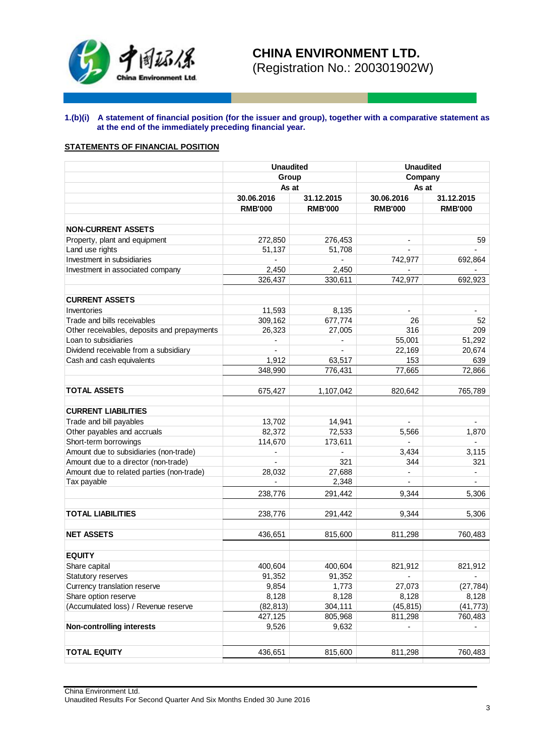**CHINA ENVIRONMENT LTD.**
(Registration No.: 200301902W)

**1.(b)(i) A statement of financial position (for the issuer and group), together with a comparative statement as at the end of the immediately preceding financial year.**

**STATEMENTS OF FINANCIAL POSITION**

| | Unaudited | | Unaudited | |
|---|---|---|---|---|
| | Group | | Company | |
| | As at | | As at | |
| | 30.06.2016 | 31.12.2015 | 30.06.2016 | 31.12.2015 |
| | RMB'000 | RMB'000 | RMB'000 | RMB'000 |
| **NON-CURRENT ASSETS** | | | | |
| Property, plant and equipment | 272,850 | 276,453 | - | 59 |
| Land use rights | 51,137 | 51,708 | - | - |
| Investment in subsidiaries | - | - | 742,977 | 692,864 |
| Investment in associated company | 2,450 | 2,450 | - | - |
| | 326,437 | 330,611 | 742,977 | 692,923 |
| **CURRENT ASSETS** | | | | |
| Inventories | 11,593 | 8,135 | - | - |
| Trade and bills receivables | 309,162 | 677,774 | 26 | 52 |
| Other receivables, deposits and prepayments | 26,323 | 27,005 | 316 | 209 |
| Loan to subsidiaries | - | - | 55,001 | 51,292 |
| Dividend receivable from a subsidiary | - | - | 22,169 | 20,674 |
| Cash and cash equivalents | 1,912 | 63,517 | 153 | 639 |
| | 348,990 | 776,431 | 77,665 | 72,866 |
| **TOTAL ASSETS** | 675,427 | 1,107,042 | 820,642 | 765,789 |
| **CURRENT LIABILITIES** | | | | |
| Trade and bill payables | 13,702 | 14,941 | - | - |
| Other payables and accruals | 82,372 | 72,533 | 5,566 | 1,870 |
| Short-term borrowings | 114,670 | 173,611 | - | - |
| Amount due to subsidiaries (non-trade) | - | - | 3,434 | 3,115 |
| Amount due to a director (non-trade) | - | 321 | 344 | 321 |
| Amount due to related parties (non-trade) | 28,032 | 27,688 | - | - |
| Tax payable | - | 2,348 | - | - |
| | 238,776 | 291,442 | 9,344 | 5,306 |
| **TOTAL LIABILITIES** | 238,776 | 291,442 | 9,344 | 5,306 |
| **NET ASSETS** | 436,651 | 815,600 | 811,298 | 760,483 |
| **EQUITY** | | | | |
| Share capital | 400,604 | 400,604 | 821,912 | 821,912 |
| Statutory reserves | 91,352 | 91,352 | - | - |
| Currency translation reserve | 9,854 | 1,773 | 27,073 | (27,784) |
| Share option reserve | 8,128 | 8,128 | 8,128 | 8,128 |
| (Accumulated loss) / Revenue reserve | (82,813) | 304,111 | (45,815) | (41,773) |
| | 427,125 | 805,968 | 811,298 | 760,483 |
| **Non-controlling interests** | 9,526 | 9,632 | - | - |
| **TOTAL EQUITY** | 436,651 | 815,600 | 811,298 | 760,483 |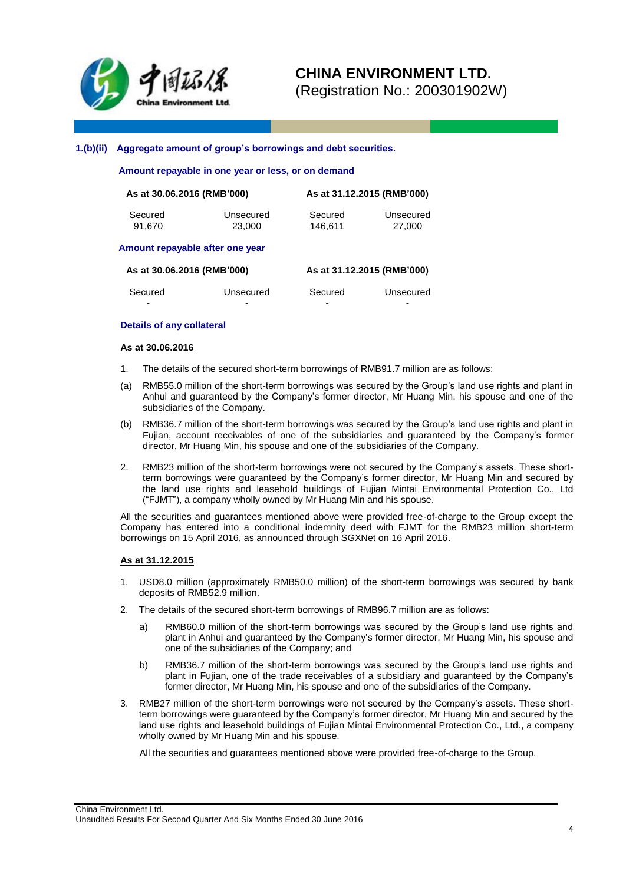## 1.(b)(ii) Aggregate amount of group's borrowings and debt securities.

**Amount repayable in one year or less, or on demand**

| As at 30.06.2016 (RMB'000) | | As at 31.12.2015 (RMB'000) | |
|---|---|---|---|
| Secured | Unsecured | Secured | Unsecured |
| 91,670 | 23,000 | 146,611 | 27,000 |

**Amount repayable after one year**

| As at 30.06.2016 (RMB'000) | | As at 31.12.2015 (RMB'000) | |
|---|---|---|---|
| Secured | Unsecured | Secured | Unsecured |
| - | - | - | - |

**Details of any collateral**

**As at 30.06.2016**

1. The details of the secured short-term borrowings of RMB91.7 million are as follows:

(a) RMB55.0 million of the short-term borrowings was secured by the Group's land use rights and plant in Anhui and guaranteed by the Company's former director, Mr Huang Min, his spouse and one of the subsidiaries of the Company.

(b) RMB36.7 million of the short-term borrowings was secured by the Group's land use rights and plant in Fujian, account receivables of one of the subsidiaries and guaranteed by the Company's former director, Mr Huang Min, his spouse and one of the subsidiaries of the Company.

2. RMB23 million of the short-term borrowings were not secured by the Company's assets. These short-term borrowings were guaranteed by the Company's former director, Mr Huang Min and secured by the land use rights and leasehold buildings of Fujian Mintai Environmental Protection Co., Ltd ("FJMT"), a company wholly owned by Mr Huang Min and his spouse.

All the securities and guarantees mentioned above were provided free-of-charge to the Group except the Company has entered into a conditional indemnity deed with FJMT for the RMB23 million short-term borrowings on 15 April 2016, as announced through SGXNet on 16 April 2016.

**As at 31.12.2015**

1. USD8.0 million (approximately RMB50.0 million) of the short-term borrowings was secured by bank deposits of RMB52.9 million.
2. The details of the secured short-term borrowings of RMB96.7 million are as follows:
   a) RMB60.0 million of the short-term borrowings was secured by the Group's land use rights and plant in Anhui and guaranteed by the Company's former director, Mr Huang Min, his spouse and one of the subsidiaries of the Company; and
   b) RMB36.7 million of the short-term borrowings was secured by the Group's land use rights and plant in Fujian, one of the trade receivables of a subsidiary and guaranteed by the Company's former director, Mr Huang Min, his spouse and one of the subsidiaries of the Company.
3. RMB27 million of the short-term borrowings were not secured by the Company's assets. These short-term borrowings were guaranteed by the Company's former director, Mr Huang Min and secured by the land use rights and leasehold buildings of Fujian Mintai Environmental Protection Co., Ltd., a company wholly owned by Mr Huang Min and his spouse.

   All the securities and guarantees mentioned above were provided free-of-charge to the Group.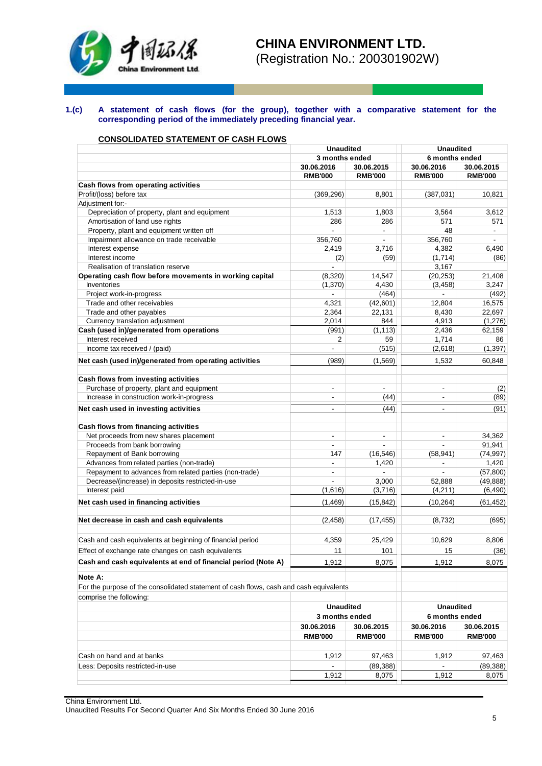**1.(c) A statement of cash flows (for the group), together with a comparative statement for the corresponding period of the immediately preceding financial year.**

**CONSOLIDATED STATEMENT OF CASH FLOWS**

| | Unaudited | | Unaudited | |
|---|---|---|---|---|
| | 3 months ended | | 6 months ended | |
| | 30.06.2016 | 30.06.2015 | 30.06.2016 | 30.06.2015 |
| | RMB'000 | RMB'000 | RMB'000 | RMB'000 |
| **Cash flows from operating activities** | | | | |
| Profit/(loss) before tax | (369,296) | 8,801 | (387,031) | 10,821 |
| Adjustment for:- | | | | |
| Depreciation of property, plant and equipment | 1,513 | 1,803 | 3,564 | 3,612 |
| Amortisation of land use rights | 286 | 286 | 571 | 571 |
| Property, plant and equipment written off | - | - | 48 | - |
| Impairment allowance on trade receivable | 356,760 | - | 356,760 | - |
| Interest expense | 2,419 | 3,716 | 4,382 | 6,490 |
| Interest income | (2) | (59) | (1,714) | (86) |
| Realisation of translation reserve | - | | 3,167 | |
| **Operating cash flow before movements in working capital** | (8,320) | 14,547 | (20,253) | 21,408 |
| Inventories | (1,370) | 4,430 | (3,458) | 3,247 |
| Project work-in-progress | - | (464) | - | (492) |
| Trade and other receivables | 4,321 | (42,601) | 12,804 | 16,575 |
| Trade and other payables | 2,364 | 22,131 | 8,430 | 22,697 |
| Currency translation adjustment | 2,014 | 844 | 4,913 | (1,276) |
| **Cash (used in)/generated from operations** | (991) | (1,113) | 2,436 | 62,159 |
| Interest received | 2 | 59 | 1,714 | 86 |
| Income tax received / (paid) | - | (515) | (2,618) | (1,397) |
| **Net cash (used in)/generated from operating activities** | (989) | (1,569) | 1,532 | 60,848 |
| **Cash flows from investing activities** | | | | |
| Purchase of property, plant and equipment | - | - | - | (2) |
| Increase in construction work-in-progress | - | (44) | - | (89) |
| **Net cash used in investing activities** | - | (44) | - | (91) |
| **Cash flows from financing activities** | | | | |
| Net proceeds from new shares placement | - | - | - | 34,362 |
| Proceeds from bank borrowing | - | - | - | 91,941 |
| Repayment of Bank borrowing | 147 | (16,546) | (58,941) | (74,997) |
| Advances from related parties (non-trade) | - | 1,420 | - | 1,420 |
| Repayment to advances from related parties (non-trade) | - | - | - | (57,800) |
| Decrease/(increase) in deposits restricted-in-use | - | 3,000 | 52,888 | (49,888) |
| Interest paid | (1,616) | (3,716) | (4,211) | (6,490) |
| **Net cash used in financing activities** | (1,469) | (15,842) | (10,264) | (61,452) |
| **Net decrease in cash and cash equivalents** | (2,458) | (17,455) | (8,732) | (695) |
| Cash and cash equivalents at beginning of financial period | 4,359 | 25,429 | 10,629 | 8,806 |
| Effect of exchange rate changes on cash equivalents | 11 | 101 | 15 | (36) |
| **Cash and cash equivalents at end of financial period (Note A)** | 1,912 | 8,075 | 1,912 | 8,075 |

**Note A:**

For the purpose of the consolidated statement of cash flows, cash and cash equivalents comprise the following:

| | Unaudited | | Unaudited | |
|---|---|---|---|---|
| | 3 months ended | | 6 months ended | |
| | 30.06.2016 | 30.06.2015 | 30.06.2016 | 30.06.2015 |
| | RMB'000 | RMB'000 | RMB'000 | RMB'000 |
| Cash on hand and at banks | 1,912 | 97,463 | 1,912 | 97,463 |
| Less: Deposits restricted-in-use | - | (89,388) | - | (89,388) |
| | 1,912 | 8,075 | 1,912 | 8,075 |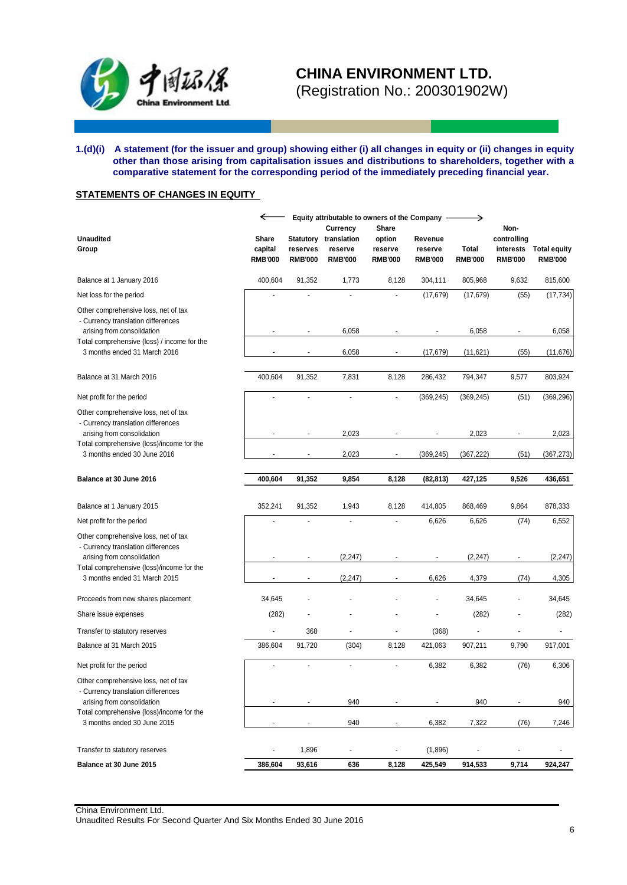**1.(d)(i) A statement (for the issuer and group) showing either (i) all changes in equity or (ii) changes in equity other than those arising from capitalisation issues and distributions to shareholders, together with a comparative statement for the corresponding period of the immediately preceding financial year.**

**STATEMENTS OF CHANGES IN EQUITY**

| Unaudited Group | Equity attributable to owners of the Company | | | | | | | |
|---|---|---|---|---|---|---|---|---|
| | Share capital RMB'000 | Statutory reserves RMB'000 | Currency translation reserve RMB'000 | Share option reserve RMB'000 | Revenue reserve RMB'000 | Total RMB'000 | Non-controlling interests RMB'000 | Total equity RMB'000 |
| Balance at 1 January 2016 | 400,604 | 91,352 | 1,773 | 8,128 | 304,111 | 805,968 | 9,632 | 815,600 |
| Net loss for the period | - | - | - | - | (17,679) | (17,679) | (55) | (17,734) |
| Other comprehensive loss, net of tax - Currency translation differences arising from consolidation | - | - | 6,058 | - | - | 6,058 | - | 6,058 |
| Total comprehensive (loss) / income for the 3 months ended 31 March 2016 | - | - | 6,058 | - | (17,679) | (11,621) | (55) | (11,676) |
| Balance at 31 March 2016 | 400,604 | 91,352 | 7,831 | 8,128 | 286,432 | 794,347 | 9,577 | 803,924 |
| Net profit for the period | - | - | - | - | (369,245) | (369,245) | (51) | (369,296) |
| Other comprehensive loss, net of tax - Currency translation differences arising from consolidation | - | - | 2,023 | - | - | 2,023 | - | 2,023 |
| Total comprehensive (loss)/income for the 3 months ended 30 June 2016 | - | - | 2,023 | - | (369,245) | (367,222) | (51) | (367,273) |
| **Balance at 30 June 2016** | **400,604** | **91,352** | **9,854** | **8,128** | **(82,813)** | **427,125** | **9,526** | **436,651** |
| Balance at 1 January 2015 | 352,241 | 91,352 | 1,943 | 8,128 | 414,805 | 868,469 | 9,864 | 878,333 |
| Net profit for the period | - | - | - | - | 6,626 | 6,626 | (74) | 6,552 |
| Other comprehensive loss, net of tax - Currency translation differences arising from consolidation | - | - | (2,247) | - | - | (2,247) | - | (2,247) |
| Total comprehensive (loss)/income for the 3 months ended 31 March 2015 | - | - | (2,247) | - | 6,626 | 4,379 | (74) | 4,305 |
| Proceeds from new shares placement | 34,645 | - | - | - | - | 34,645 | - | 34,645 |
| Share issue expenses | (282) | - | - | - | - | (282) | - | (282) |
| Transfer to statutory reserves | - | 368 | - | - | (368) | - | - | - |
| Balance at 31 March 2015 | 386,604 | 91,720 | (304) | 8,128 | 421,063 | 907,211 | 9,790 | 917,001 |
| Net profit for the period | - | - | - | - | 6,382 | 6,382 | (76) | 6,306 |
| Other comprehensive loss, net of tax - Currency translation differences arising from consolidation | - | - | 940 | - | - | 940 | - | 940 |
| Total comprehensive (loss)/income for the 3 months ended 30 June 2015 | - | - | 940 | - | 6,382 | 7,322 | (76) | 7,246 |
| Transfer to statutory reserves | - | 1,896 | - | - | (1,896) | - | - | - |
| **Balance at 30 June 2015** | **386,604** | **93,616** | **636** | **8,128** | **425,549** | **914,533** | **9,714** | **924,247** |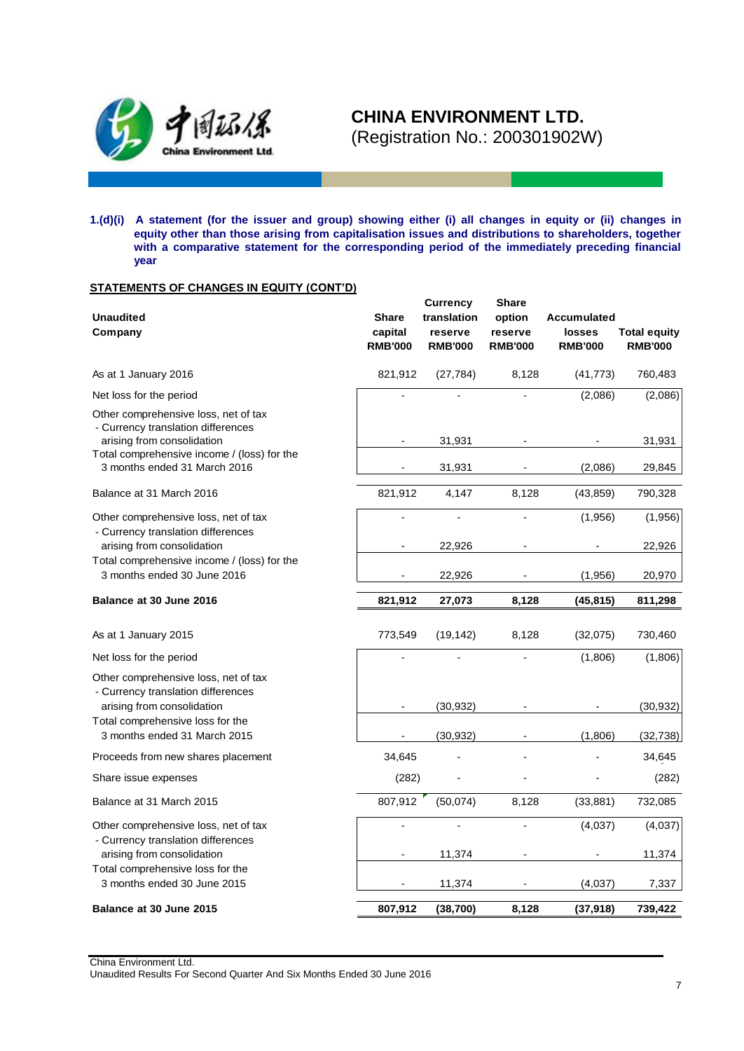**1.(d)(i) A statement (for the issuer and group) showing either (i) all changes in equity or (ii) changes in equity other than those arising from capitalisation issues and distributions to shareholders, together with a comparative statement for the corresponding period of the immediately preceding financial year**

**STATEMENTS OF CHANGES IN EQUITY (CONT'D)**

| **Unaudited Company** | **Share capital RMB'000** | **Currency translation reserve RMB'000** | **Share option reserve RMB'000** | **Accumulated losses RMB'000** | **Total equity RMB'000** |
|---|---|---|---|---|---|
| As at 1 January 2016 | 821,912 | (27,784) | 8,128 | (41,773) | 760,483 |
| Net loss for the period | - | - | - | (2,086) | (2,086) |
| Other comprehensive loss, net of tax<br>- Currency translation differences arising from consolidation | - | 31,931 | - | - | 31,931 |
| Total comprehensive income / (loss) for the 3 months ended 31 March 2016 | - | 31,931 | - | (2,086) | 29,845 |
| Balance at 31 March 2016 | 821,912 | 4,147 | 8,128 | (43,859) | 790,328 |
| Other comprehensive loss, net of tax | - | - | - | (1,956) | (1,956) |
| - Currency translation differences arising from consolidation | - | 22,926 | - | - | 22,926 |
| Total comprehensive income / (loss) for the 3 months ended 30 June 2016 | - | 22,926 | - | (1,956) | 20,970 |
| **Balance at 30 June 2016** | **821,912** | **27,073** | **8,128** | **(45,815)** | **811,298** |
| As at 1 January 2015 | 773,549 | (19,142) | 8,128 | (32,075) | 730,460 |
| Net loss for the period | - | - | - | (1,806) | (1,806) |
| Other comprehensive loss, net of tax<br>- Currency translation differences arising from consolidation | - | (30,932) | - | - | (30,932) |
| Total comprehensive loss for the 3 months ended 31 March 2015 | - | (30,932) | - | (1,806) | (32,738) |
| Proceeds from new shares placement | 34,645 | - | - | - | 34,645 |
| Share issue expenses | (282) | - | - | - | (282) |
| Balance at 31 March 2015 | 807,912 | (50,074) | 8,128 | (33,881) | 732,085 |
| Other comprehensive loss, net of tax | - | - | - | (4,037) | (4,037) |
| - Currency translation differences arising from consolidation | - | 11,374 | - | - | 11,374 |
| Total comprehensive loss for the 3 months ended 30 June 2015 | - | 11,374 | - | (4,037) | 7,337 |
| **Balance at 30 June 2015** | **807,912** | **(38,700)** | **8,128** | **(37,918)** | **739,422** |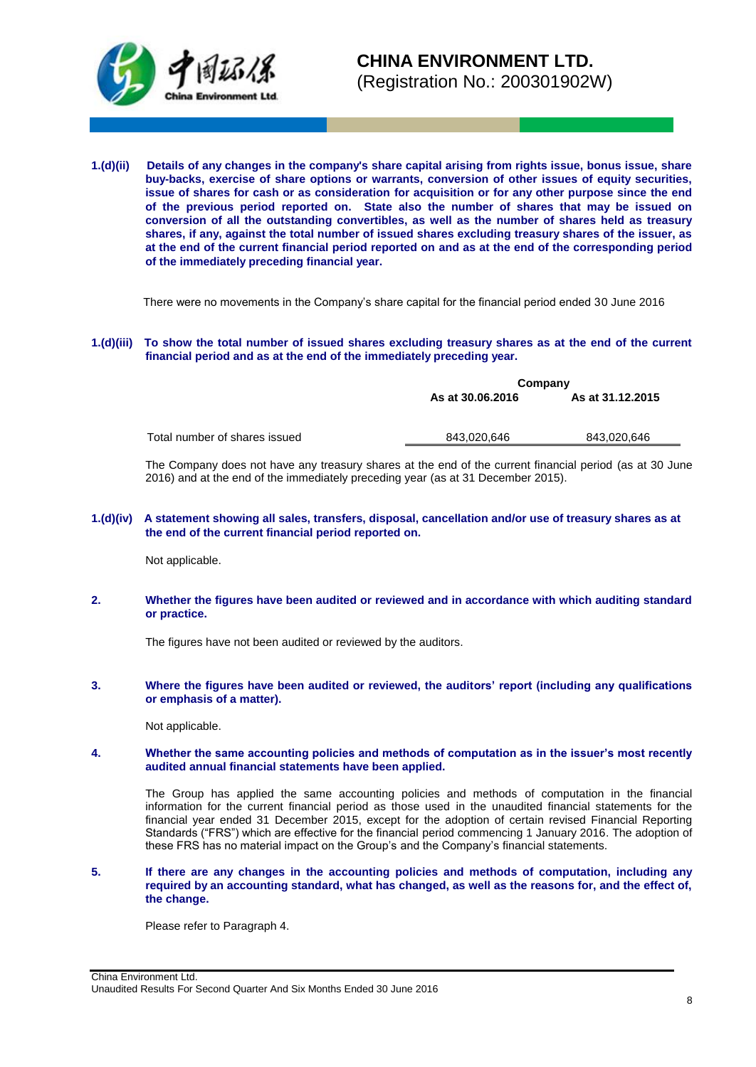**1.(d)(ii) Details of any changes in the company's share capital arising from rights issue, bonus issue, share buy-backs, exercise of share options or warrants, conversion of other issues of equity securities, issue of shares for cash or as consideration for acquisition or for any other purpose since the end of the previous period reported on. State also the number of shares that may be issued on conversion of all the outstanding convertibles, as well as the number of shares held as treasury shares, if any, against the total number of issued shares excluding treasury shares of the issuer, as at the end of the current financial period reported on and as at the end of the corresponding period of the immediately preceding financial year.**

There were no movements in the Company's share capital for the financial period ended 30 June 2016

**1.(d)(iii) To show the total number of issued shares excluding treasury shares as at the end of the current financial period and as at the end of the immediately preceding year.**

| | Company | |
|---|---|---|
| | As at 30.06.2016 | As at 31.12.2015 |
| Total number of shares issued | 843,020,646 | 843,020,646 |

The Company does not have any treasury shares at the end of the current financial period (as at 30 June 2016) and at the end of the immediately preceding year (as at 31 December 2015).

**1.(d)(iv) A statement showing all sales, transfers, disposal, cancellation and/or use of treasury shares as at the end of the current financial period reported on.**

Not applicable.

**2. Whether the figures have been audited or reviewed and in accordance with which auditing standard or practice.**

The figures have not been audited or reviewed by the auditors.

**3. Where the figures have been audited or reviewed, the auditors' report (including any qualifications or emphasis of a matter).**

Not applicable.

**4. Whether the same accounting policies and methods of computation as in the issuer's most recently audited annual financial statements have been applied.**

The Group has applied the same accounting policies and methods of computation in the financial information for the current financial period as those used in the unaudited financial statements for the financial year ended 31 December 2015, except for the adoption of certain revised Financial Reporting Standards ("FRS") which are effective for the financial period commencing 1 January 2016. The adoption of these FRS has no material impact on the Group's and the Company's financial statements.

**5. If there are any changes in the accounting policies and methods of computation, including any required by an accounting standard, what has changed, as well as the reasons for, and the effect of, the change.**

Please refer to Paragraph 4.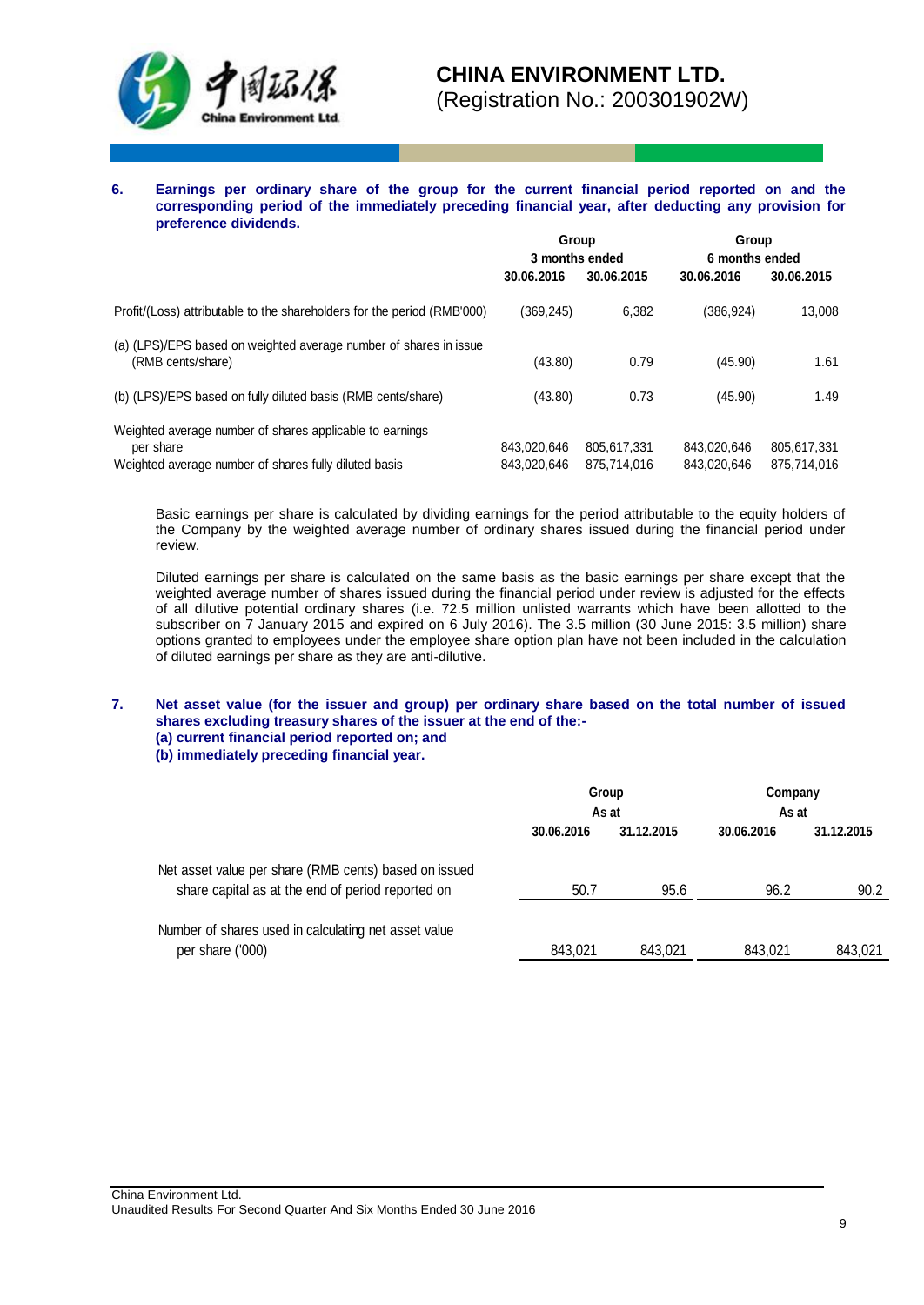**6. Earnings per ordinary share of the group for the current financial period reported on and the corresponding period of the immediately preceding financial year, after deducting any provision for preference dividends.**

| | Group 3 months ended | | Group 6 months ended | |
|---|---|---|---|---|
| | 30.06.2016 | 30.06.2015 | 30.06.2016 | 30.06.2015 |
| Profit/(Loss) attributable to the shareholders for the period (RMB'000) | (369,245) | 6,382 | (386,924) | 13,008 |
| (a) (LPS)/EPS based on weighted average number of shares in issue (RMB cents/share) | (43.80) | 0.79 | (45.90) | 1.61 |
| (b) (LPS)/EPS based on fully diluted basis (RMB cents/share) | (43.80) | 0.73 | (45.90) | 1.49 |
| Weighted average number of shares applicable to earnings per share | 843,020,646 | 805,617,331 | 843,020,646 | 805,617,331 |
| Weighted average number of shares fully diluted basis | 843,020,646 | 875,714,016 | 843,020,646 | 875,714,016 |

Basic earnings per share is calculated by dividing earnings for the period attributable to the equity holders of the Company by the weighted average number of ordinary shares issued during the financial period under review.

Diluted earnings per share is calculated on the same basis as the basic earnings per share except that the weighted average number of shares issued during the financial period under review is adjusted for the effects of all dilutive potential ordinary shares (i.e. 72.5 million unlisted warrants which have been allotted to the subscriber on 7 January 2015 and expired on 6 July 2016). The 3.5 million (30 June 2015: 3.5 million) share options granted to employees under the employee share option plan have not been included in the calculation of diluted earnings per share as they are anti-dilutive.

**7. Net asset value (for the issuer and group) per ordinary share based on the total number of issued shares excluding treasury shares of the issuer at the end of the:-**
**(a) current financial period reported on; and**
**(b) immediately preceding financial year.**

| | Group As at | | Company As at | |
|---|---|---|---|---|
| | 30.06.2016 | 31.12.2015 | 30.06.2016 | 31.12.2015 |
| Net asset value per share (RMB cents) based on issued share capital as at the end of period reported on | 50.7 | 95.6 | 96.2 | 90.2 |
| Number of shares used in calculating net asset value per share ('000) | 843,021 | 843,021 | 843,021 | 843,021 |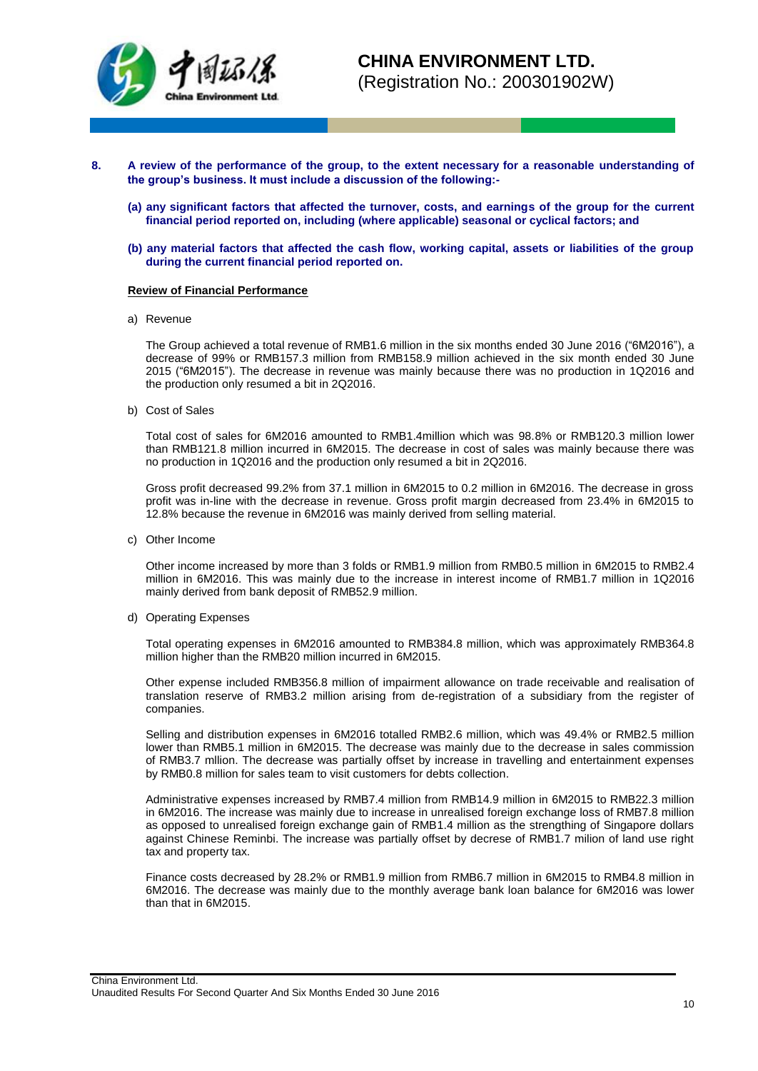**8. A review of the performance of the group, to the extent necessary for a reasonable understanding of the group's business. It must include a discussion of the following:-**

**(a) any significant factors that affected the turnover, costs, and earnings of the group for the current financial period reported on, including (where applicable) seasonal or cyclical factors; and**

**(b) any material factors that affected the cash flow, working capital, assets or liabilities of the group during the current financial period reported on.**

**Review of Financial Performance**

a) Revenue

The Group achieved a total revenue of RMB1.6 million in the six months ended 30 June 2016 ("6M2016"), a decrease of 99% or RMB157.3 million from RMB158.9 million achieved in the six month ended 30 June 2015 ("6M2015"). The decrease in revenue was mainly because there was no production in 1Q2016 and the production only resumed a bit in 2Q2016.

b) Cost of Sales

Total cost of sales for 6M2016 amounted to RMB1.4million which was 98.8% or RMB120.3 million lower than RMB121.8 million incurred in 6M2015. The decrease in cost of sales was mainly because there was no production in 1Q2016 and the production only resumed a bit in 2Q2016.

Gross profit decreased 99.2% from 37.1 million in 6M2015 to 0.2 million in 6M2016. The decrease in gross profit was in-line with the decrease in revenue. Gross profit margin decreased from 23.4% in 6M2015 to 12.8% because the revenue in 6M2016 was mainly derived from selling material.

c) Other Income

Other income increased by more than 3 folds or RMB1.9 million from RMB0.5 million in 6M2015 to RMB2.4 million in 6M2016. This was mainly due to the increase in interest income of RMB1.7 million in 1Q2016 mainly derived from bank deposit of RMB52.9 million.

d) Operating Expenses

Total operating expenses in 6M2016 amounted to RMB384.8 million, which was approximately RMB364.8 million higher than the RMB20 million incurred in 6M2015.

Other expense included RMB356.8 million of impairment allowance on trade receivable and realisation of translation reserve of RMB3.2 million arising from de-registration of a subsidiary from the register of companies.

Selling and distribution expenses in 6M2016 totalled RMB2.6 million, which was 49.4% or RMB2.5 million lower than RMB5.1 million in 6M2015. The decrease was mainly due to the decrease in sales commission of RMB3.7 mllion. The decrease was partially offset by increase in travelling and entertainment expenses by RMB0.8 million for sales team to visit customers for debts collection.

Administrative expenses increased by RMB7.4 million from RMB14.9 million in 6M2015 to RMB22.3 million in 6M2016. The increase was mainly due to increase in unrealised foreign exchange loss of RMB7.8 million as opposed to unrealised foreign exchange gain of RMB1.4 million as the strengthing of Singapore dollars against Chinese Reminbi. The increase was partially offset by decrese of RMB1.7 milion of land use right tax and property tax.

Finance costs decreased by 28.2% or RMB1.9 million from RMB6.7 million in 6M2015 to RMB4.8 million in 6M2016. The decrease was mainly due to the monthly average bank loan balance for 6M2016 was lower than that in 6M2015.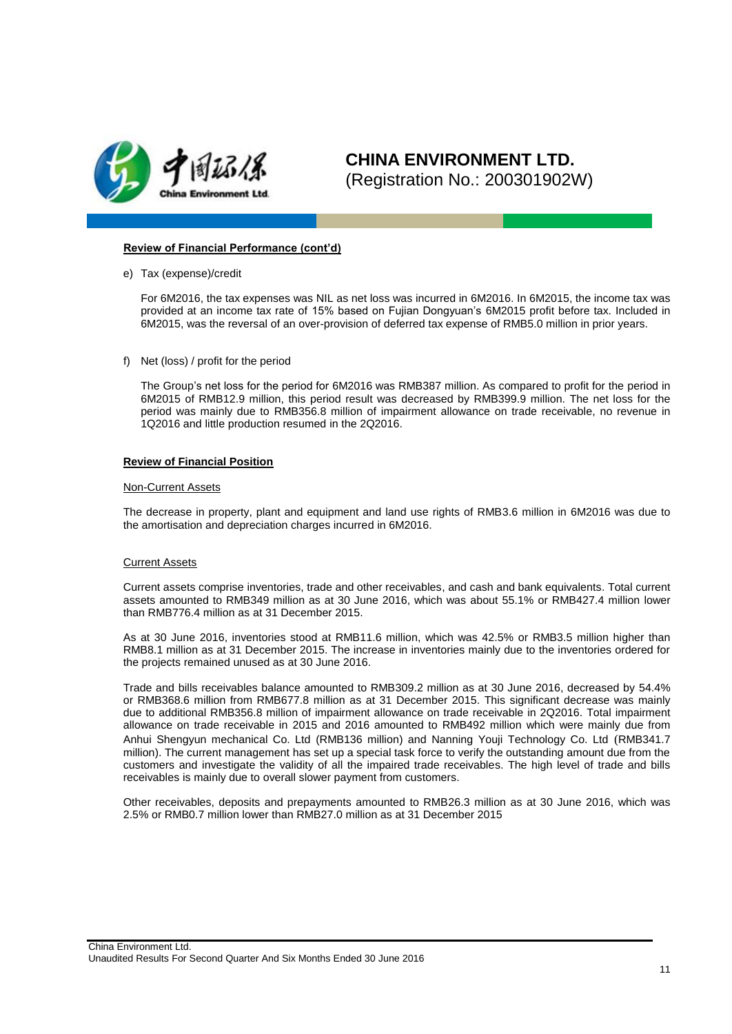**Review of Financial Performance (cont'd)**

e) Tax (expense)/credit

For 6M2016, the tax expenses was NIL as net loss was incurred in 6M2016. In 6M2015, the income tax was provided at an income tax rate of 15% based on Fujian Dongyuan's 6M2015 profit before tax. Included in 6M2015, was the reversal of an over-provision of deferred tax expense of RMB5.0 million in prior years.

f) Net (loss) / profit for the period

The Group's net loss for the period for 6M2016 was RMB387 million. As compared to profit for the period in 6M2015 of RMB12.9 million, this period result was decreased by RMB399.9 million. The net loss for the period was mainly due to RMB356.8 million of impairment allowance on trade receivable, no revenue in 1Q2016 and little production resumed in the 2Q2016.

**Review of Financial Position**

Non-Current Assets

The decrease in property, plant and equipment and land use rights of RMB3.6 million in 6M2016 was due to the amortisation and depreciation charges incurred in 6M2016.

Current Assets

Current assets comprise inventories, trade and other receivables, and cash and bank equivalents. Total current assets amounted to RMB349 million as at 30 June 2016, which was about 55.1% or RMB427.4 million lower than RMB776.4 million as at 31 December 2015.

As at 30 June 2016, inventories stood at RMB11.6 million, which was 42.5% or RMB3.5 million higher than RMB8.1 million as at 31 December 2015. The increase in inventories mainly due to the inventories ordered for the projects remained unused as at 30 June 2016.

Trade and bills receivables balance amounted to RMB309.2 million as at 30 June 2016, decreased by 54.4% or RMB368.6 million from RMB677.8 million as at 31 December 2015. This significant decrease was mainly due to additional RMB356.8 million of impairment allowance on trade receivable in 2Q2016. Total impairment allowance on trade receivable in 2015 and 2016 amounted to RMB492 million which were mainly due from Anhui Shengyun mechanical Co. Ltd (RMB136 million) and Nanning Youji Technology Co. Ltd (RMB341.7 million). The current management has set up a special task force to verify the outstanding amount due from the customers and investigate the validity of all the impaired trade receivables. The high level of trade and bills receivables is mainly due to overall slower payment from customers.

Other receivables, deposits and prepayments amounted to RMB26.3 million as at 30 June 2016, which was 2.5% or RMB0.7 million lower than RMB27.0 million as at 31 December 2015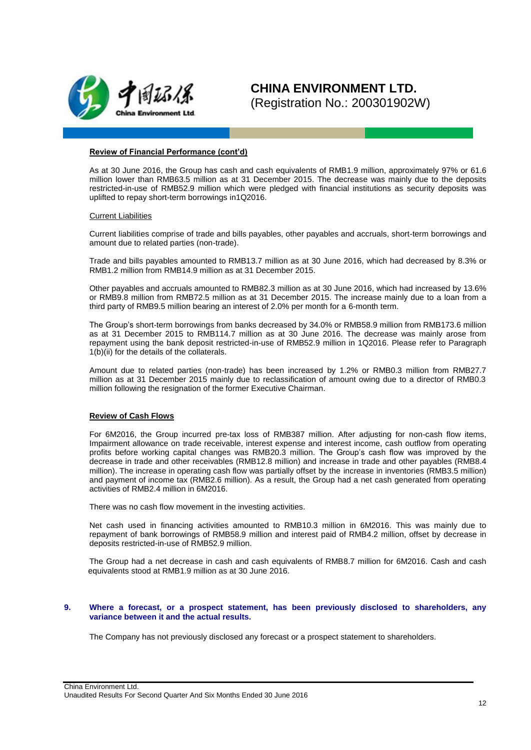**Review of Financial Performance (cont'd)**

As at 30 June 2016, the Group has cash and cash equivalents of RMB1.9 million, approximately 97% or 61.6 million lower than RMB63.5 million as at 31 December 2015. The decrease was mainly due to the deposits restricted-in-use of RMB52.9 million which were pledged with financial institutions as security deposits was uplifted to repay short-term borrowings in1Q2016.

Current Liabilities

Current liabilities comprise of trade and bills payables, other payables and accruals, short-term borrowings and amount due to related parties (non-trade).

Trade and bills payables amounted to RMB13.7 million as at 30 June 2016, which had decreased by 8.3% or RMB1.2 million from RMB14.9 million as at 31 December 2015.

Other payables and accruals amounted to RMB82.3 million as at 30 June 2016, which had increased by 13.6% or RMB9.8 million from RMB72.5 million as at 31 December 2015. The increase mainly due to a loan from a third party of RMB9.5 million bearing an interest of 2.0% per month for a 6-month term.

The Group's short-term borrowings from banks decreased by 34.0% or RMB58.9 million from RMB173.6 million as at 31 December 2015 to RMB114.7 million as at 30 June 2016. The decrease was mainly arose from repayment using the bank deposit restricted-in-use of RMB52.9 million in 1Q2016. Please refer to Paragraph 1(b)(ii) for the details of the collaterals.

Amount due to related parties (non-trade) has been increased by 1.2% or RMB0.3 million from RMB27.7 million as at 31 December 2015 mainly due to reclassification of amount owing due to a director of RMB0.3 million following the resignation of the former Executive Chairman.

**Review of Cash Flows**

For 6M2016, the Group incurred pre-tax loss of RMB387 million. After adjusting for non-cash flow items, Impairment allowance on trade receivable, interest expense and interest income, cash outflow from operating profits before working capital changes was RMB20.3 million. The Group's cash flow was improved by the decrease in trade and other receivables (RMB12.8 million) and increase in trade and other payables (RMB8.4 million). The increase in operating cash flow was partially offset by the increase in inventories (RMB3.5 million) and payment of income tax (RMB2.6 million). As a result, the Group had a net cash generated from operating activities of RMB2.4 million in 6M2016.

There was no cash flow movement in the investing activities.

Net cash used in financing activities amounted to RMB10.3 million in 6M2016. This was mainly due to repayment of bank borrowings of RMB58.9 million and interest paid of RMB4.2 million, offset by decrease in deposits restricted-in-use of RMB52.9 million.

The Group had a net decrease in cash and cash equivalents of RMB8.7 million for 6M2016. Cash and cash equivalents stood at RMB1.9 million as at 30 June 2016.

**9. Where a forecast, or a prospect statement, has been previously disclosed to shareholders, any variance between it and the actual results.**

The Company has not previously disclosed any forecast or a prospect statement to shareholders.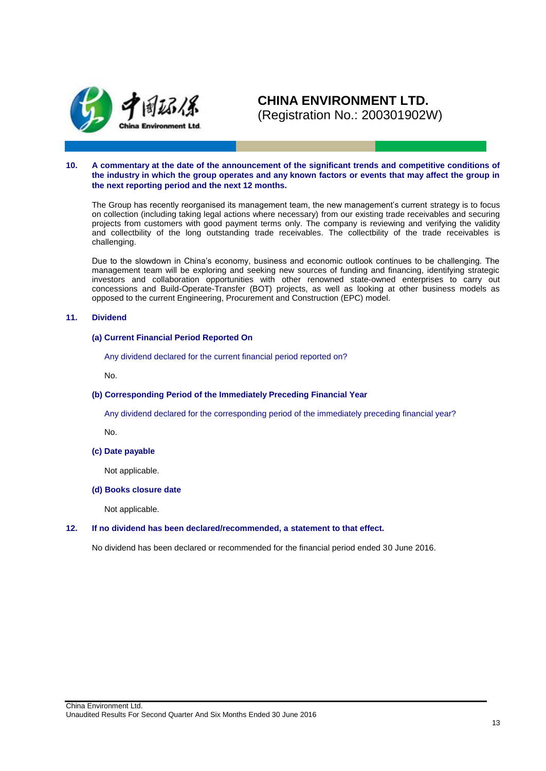**10. A commentary at the date of the announcement of the significant trends and competitive conditions of the industry in which the group operates and any known factors or events that may affect the group in the next reporting period and the next 12 months.**

The Group has recently reorganised its management team, the new management's current strategy is to focus on collection (including taking legal actions where necessary) from our existing trade receivables and securing projects from customers with good payment terms only. The company is reviewing and verifying the validity and collectbility of the long outstanding trade receivables. The collectbility of the trade receivables is challenging.

Due to the slowdown in China's economy, business and economic outlook continues to be challenging. The management team will be exploring and seeking new sources of funding and financing, identifying strategic investors and collaboration opportunities with other renowned state-owned enterprises to carry out concessions and Build-Operate-Transfer (BOT) projects, as well as looking at other business models as opposed to the current Engineering, Procurement and Construction (EPC) model.

**11. Dividend**

**(a) Current Financial Period Reported On**

Any dividend declared for the current financial period reported on?

No.

**(b) Corresponding Period of the Immediately Preceding Financial Year**

Any dividend declared for the corresponding period of the immediately preceding financial year?

No.

**(c) Date payable**

Not applicable.

**(d) Books closure date**

Not applicable.

**12. If no dividend has been declared/recommended, a statement to that effect.**

No dividend has been declared or recommended for the financial period ended 30 June 2016.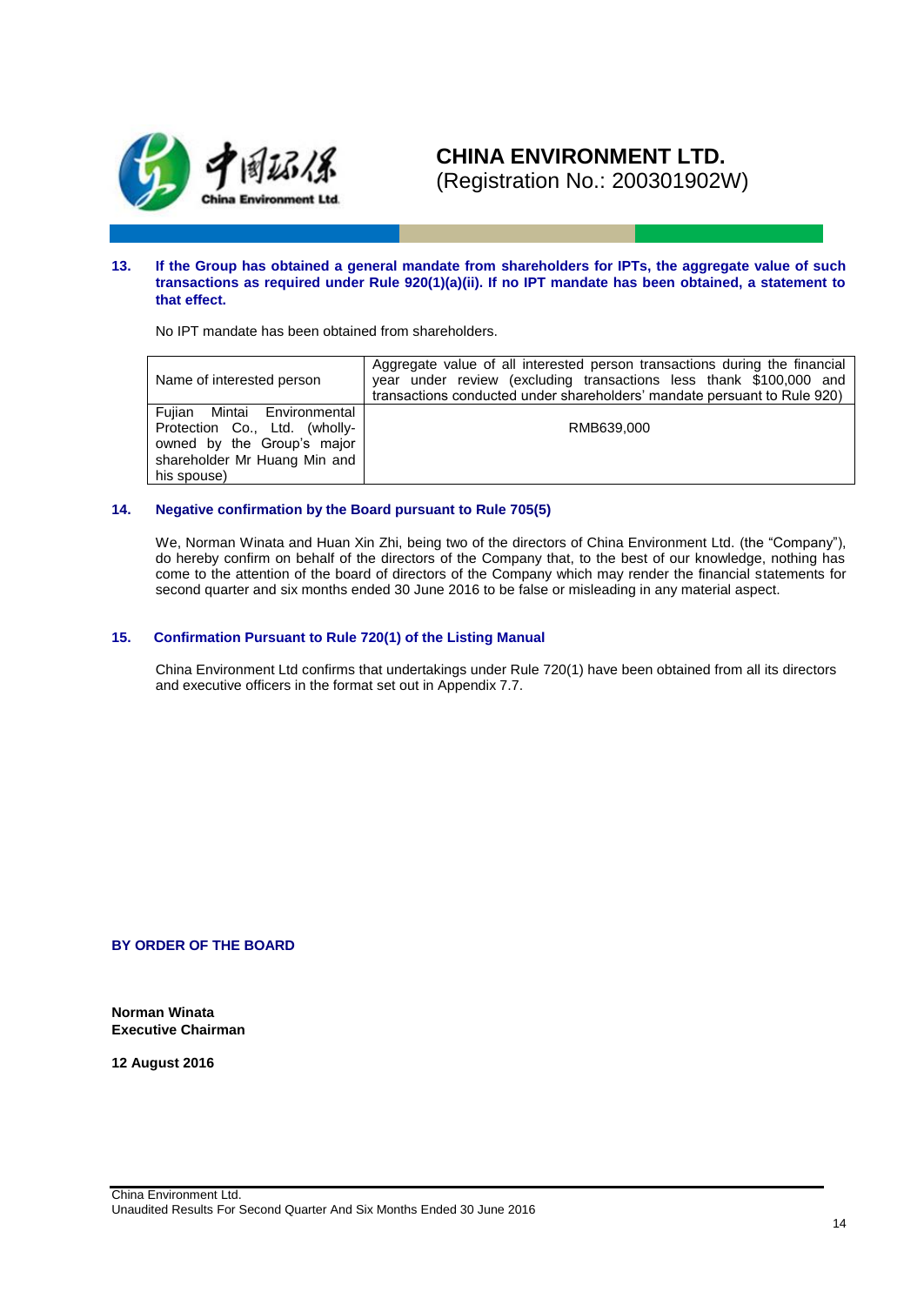**13. If the Group has obtained a general mandate from shareholders for IPTs, the aggregate value of such transactions as required under Rule 920(1)(a)(ii). If no IPT mandate has been obtained, a statement to that effect.**

No IPT mandate has been obtained from shareholders.

| Name of interested person | Aggregate value of all interested person transactions during the financial year under review (excluding transactions less thank $100,000 and transactions conducted under shareholders' mandate persuant to Rule 920) |
|---|---|
| Fujian Mintai Environmental Protection Co., Ltd. (wholly-owned by the Group's major shareholder Mr Huang Min and his spouse) | RMB639,000 |

**14. Negative confirmation by the Board pursuant to Rule 705(5)**

We, Norman Winata and Huan Xin Zhi, being two of the directors of China Environment Ltd. (the "Company"), do hereby confirm on behalf of the directors of the Company that, to the best of our knowledge, nothing has come to the attention of the board of directors of the Company which may render the financial statements for second quarter and six months ended 30 June 2016 to be false or misleading in any material aspect.

**15. Confirmation Pursuant to Rule 720(1) of the Listing Manual**

China Environment Ltd confirms that undertakings under Rule 720(1) have been obtained from all its directors and executive officers in the format set out in Appendix 7.7.

**BY ORDER OF THE BOARD**

**Norman Winata**
**Executive Chairman**

**12 August 2016**